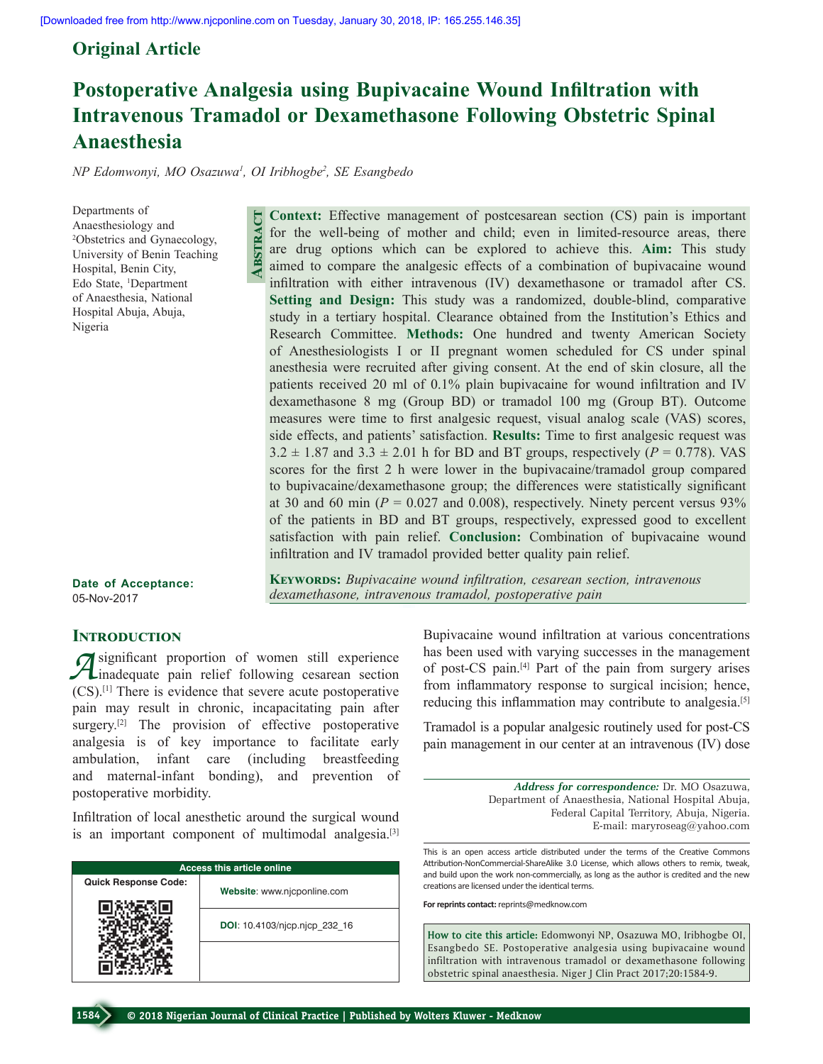Original Article

# Postoperative Analgesia using Bupivacaine Wound Infiltration with Intravenous Tramadol or Dexamethasone Following Obstetric Spinal Anaesthesia

*NP Edomwonyi, MO Osazuwa[1], OI Iribhogbe[2], SE Esangbedo*

Departments of Anaesthesiology and [2]Obstetrics and Gynaecology, University of Benin Teaching Hospital, Benin City, Edo State, [1]Department of Anaesthesia, National Hospital Abuja, Abuja, Nigeria

## Abstract

**Context:** Effective management of postcesarean section (CS) pain is important for the well-being of mother and child; even in limited-resource areas, there are drug options which can be explored to achieve this. **Aim:** This study aimed to compare the analgesic effects of a combination of bupivacaine wound infiltration with either intravenous (IV) dexamethasone or tramadol after CS. **Setting and Design:** This study was a randomized, double-blind, comparative study in a tertiary hospital. Clearance obtained from the Institution's Ethics and Research Committee. **Methods:** One hundred and twenty American Society of Anesthesiologists I or II pregnant women scheduled for CS under spinal anesthesia were recruited after giving consent. At the end of skin closure, all the patients received 20 ml of 0.1% plain bupivacaine for wound infiltration and IV dexamethasone 8 mg (Group BD) or tramadol 100 mg (Group BT). Outcome measures were time to first analgesic request, visual analog scale (VAS) scores, side effects, and patients' satisfaction. **Results:** Time to first analgesic request was 3.2 ± 1.87 and 3.3 ± 2.01 h for BD and BT groups, respectively ($P = 0.778$). VAS scores for the first 2 h were lower in the bupivacaine/tramadol group compared to bupivacaine/dexamethasone group; the differences were statistically significant at 30 and 60 min ($P = 0.027$ and 0.008), respectively. Ninety percent versus 93% of the patients in BD and BT groups, respectively, expressed good to excellent satisfaction with pain relief. **Conclusion:** Combination of bupivacaine wound infiltration and IV tramadol provided better quality pain relief.

**Keywords:** *Bupivacaine wound infiltration, cesarean section, intravenous dexamethasone, intravenous tramadol, postoperative pain*

**Date of Acceptance:** 05-Nov-2017

## Introduction

A significant proportion of women still experience inadequate pain relief following cesarean section (CS).[1] There is evidence that severe acute postoperative pain may result in chronic, incapacitating pain after surgery.[2] The provision of effective postoperative analgesia is of key importance to facilitate early ambulation, infant care (including breastfeeding and maternal-infant bonding), and prevention of postoperative morbidity.

Infiltration of local anesthetic around the surgical wound is an important component of multimodal analgesia.[3] Bupivacaine wound infiltration at various concentrations has been used with varying successes in the management of post-CS pain.[4] Part of the pain from surgery arises from inflammatory response to surgical incision; hence, reducing this inflammation may contribute to analgesia.[5]

Tramadol is a popular analgesic routinely used for post-CS pain management in our center at an intravenous (IV) dose

| Access this article online | |
|---|---|
| Quick Response Code: | Website: www.njcponline.com |
| | DOI: 10.4103/njcp.njcp_232_16 |

***Address for correspondence:*** Dr. MO Osazuwa, Department of Anaesthesia, National Hospital Abuja, Federal Capital Territory, Abuja, Nigeria. E-mail: maryroseag@yahoo.com

This is an open access article distributed under the terms of the Creative Commons Attribution-NonCommercial-ShareAlike 3.0 License, which allows others to remix, tweak, and build upon the work non-commercially, as long as the author is credited and the new creations are licensed under the identical terms.

**For reprints contact:** reprints@medknow.com

**How to cite this article:** Edomwonyi NP, Osazuwa MO, Iribhogbe OI, Esangbedo SE. Postoperative analgesia using bupivacaine wound infiltration with intravenous tramadol or dexamethasone following obstetric spinal anaesthesia. Niger J Clin Pract 2017;20:1584-9.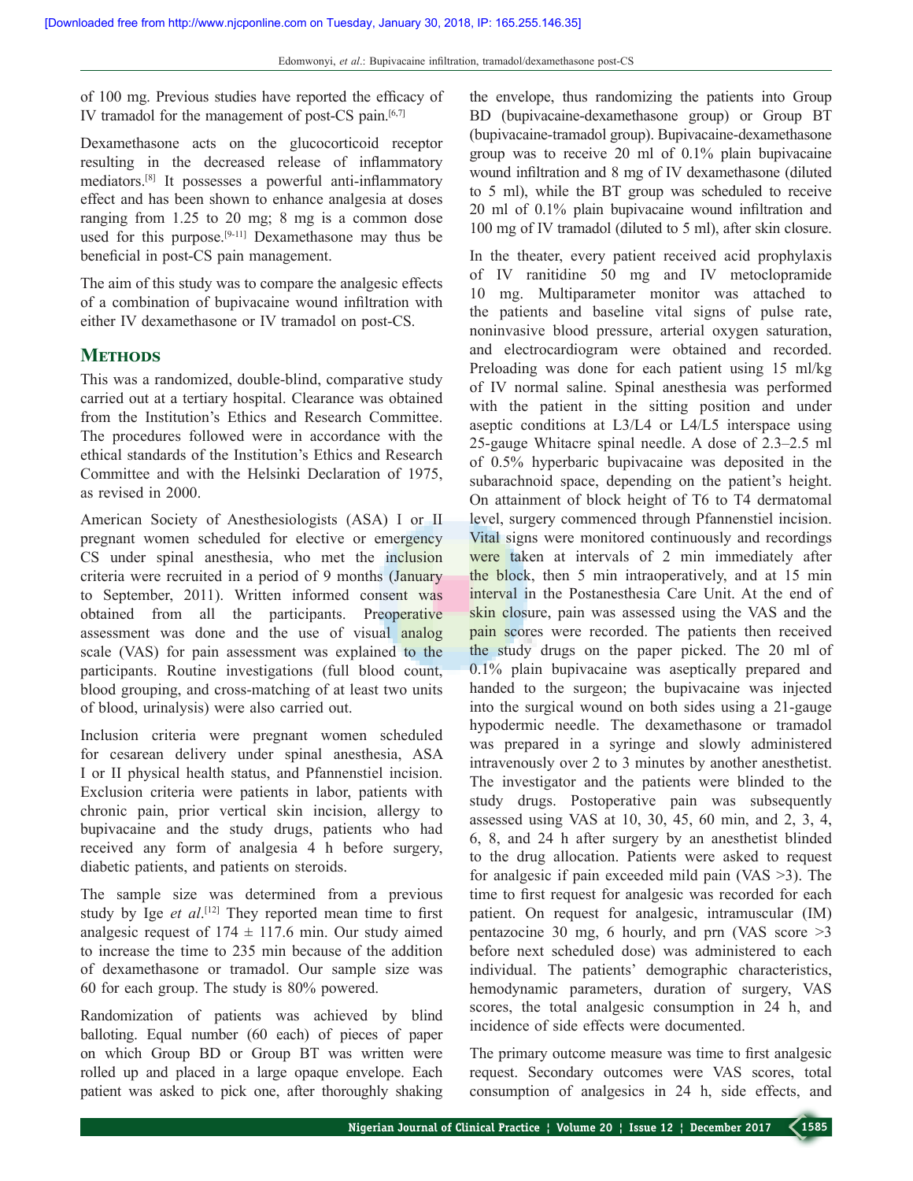of 100 mg. Previous studies have reported the efficacy of IV tramadol for the management of post-CS pain.[6,7]

Dexamethasone acts on the glucocorticoid receptor resulting in the decreased release of inflammatory mediators.[8] It possesses a powerful anti-inflammatory effect and has been shown to enhance analgesia at doses ranging from 1.25 to 20 mg; 8 mg is a common dose used for this purpose.[9-11] Dexamethasone may thus be beneficial in post-CS pain management.

The aim of this study was to compare the analgesic effects of a combination of bupivacaine wound infiltration with either IV dexamethasone or IV tramadol on post-CS.

## Methods

This was a randomized, double-blind, comparative study carried out at a tertiary hospital. Clearance was obtained from the Institution's Ethics and Research Committee. The procedures followed were in accordance with the ethical standards of the Institution's Ethics and Research Committee and with the Helsinki Declaration of 1975, as revised in 2000.

American Society of Anesthesiologists (ASA) I or II pregnant women scheduled for elective or emergency CS under spinal anesthesia, who met the inclusion criteria were recruited in a period of 9 months (January to September, 2011). Written informed consent was obtained from all the participants. Preoperative assessment was done and the use of visual analog scale (VAS) for pain assessment was explained to the participants. Routine investigations (full blood count, blood grouping, and cross-matching of at least two units of blood, urinalysis) were also carried out.

Inclusion criteria were pregnant women scheduled for cesarean delivery under spinal anesthesia, ASA I or II physical health status, and Pfannenstiel incision. Exclusion criteria were patients in labor, patients with chronic pain, prior vertical skin incision, allergy to bupivacaine and the study drugs, patients who had received any form of analgesia 4 h before surgery, diabetic patients, and patients on steroids.

The sample size was determined from a previous study by Ige *et al*.[12] They reported mean time to first analgesic request of 174 ± 117.6 min. Our study aimed to increase the time to 235 min because of the addition of dexamethasone or tramadol. Our sample size was 60 for each group. The study is 80% powered.

Randomization of patients was achieved by blind balloting. Equal number (60 each) of pieces of paper on which Group BD or Group BT was written were rolled up and placed in a large opaque envelope. Each patient was asked to pick one, after thoroughly shaking the envelope, thus randomizing the patients into Group BD (bupivacaine-dexamethasone group) or Group BT (bupivacaine-tramadol group). Bupivacaine-dexamethasone group was to receive 20 ml of 0.1% plain bupivacaine wound infiltration and 8 mg of IV dexamethasone (diluted to 5 ml), while the BT group was scheduled to receive 20 ml of 0.1% plain bupivacaine wound infiltration and 100 mg of IV tramadol (diluted to 5 ml), after skin closure.

In the theater, every patient received acid prophylaxis of IV ranitidine 50 mg and IV metoclopramide 10 mg. Multiparameter monitor was attached to the patients and baseline vital signs of pulse rate, noninvasive blood pressure, arterial oxygen saturation, and electrocardiogram were obtained and recorded. Preloading was done for each patient using 15 ml/kg of IV normal saline. Spinal anesthesia was performed with the patient in the sitting position and under aseptic conditions at L3/L4 or L4/L5 interspace using 25-gauge Whitacre spinal needle. A dose of 2.3–2.5 ml of 0.5% hyperbaric bupivacaine was deposited in the subarachnoid space, depending on the patient's height. On attainment of block height of T6 to T4 dermatomal level, surgery commenced through Pfannenstiel incision. Vital signs were monitored continuously and recordings were taken at intervals of 2 min immediately after the block, then 5 min intraoperatively, and at 15 min interval in the Postanesthesia Care Unit. At the end of skin closure, pain was assessed using the VAS and the pain scores were recorded. The patients then received the study drugs on the paper picked. The 20 ml of 0.1% plain bupivacaine was aseptically prepared and handed to the surgeon; the bupivacaine was injected into the surgical wound on both sides using a 21-gauge hypodermic needle. The dexamethasone or tramadol was prepared in a syringe and slowly administered intravenously over 2 to 3 minutes by another anesthetist. The investigator and the patients were blinded to the study drugs. Postoperative pain was subsequently assessed using VAS at 10, 30, 45, 60 min, and 2, 3, 4, 6, 8, and 24 h after surgery by an anesthetist blinded to the drug allocation. Patients were asked to request for analgesic if pain exceeded mild pain (VAS >3). The time to first request for analgesic was recorded for each patient. On request for analgesic, intramuscular (IM) pentazocine 30 mg, 6 hourly, and prn (VAS score >3 before next scheduled dose) was administered to each individual. The patients' demographic characteristics, hemodynamic parameters, duration of surgery, VAS scores, the total analgesic consumption in 24 h, and incidence of side effects were documented.

The primary outcome measure was time to first analgesic request. Secondary outcomes were VAS scores, total consumption of analgesics in 24 h, side effects, and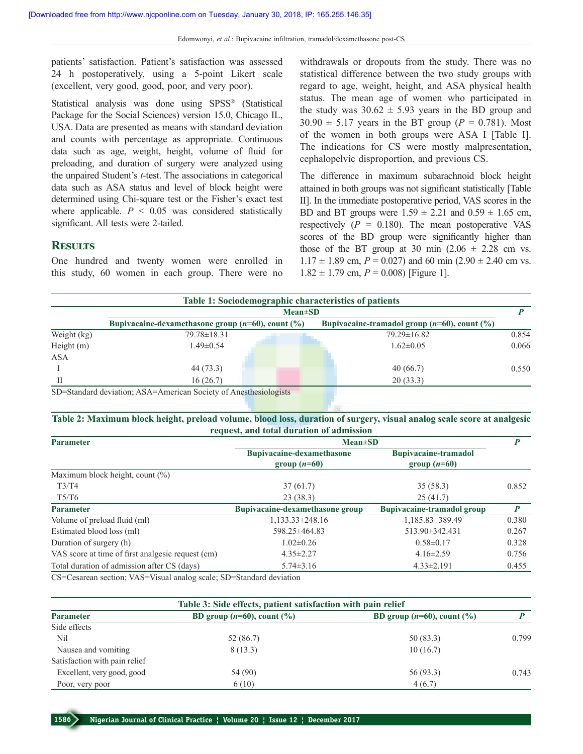patients' satisfaction. Patient's satisfaction was assessed 24 h postoperatively, using a 5-point Likert scale (excellent, very good, good, poor, and very poor).

Statistical analysis was done using SPSS® (Statistical Package for the Social Sciences) version 15.0, Chicago IL, USA. Data are presented as means with standard deviation and counts with percentage as appropriate. Continuous data such as age, weight, height, volume of fluid for preloading, and duration of surgery were analyzed using the unpaired Student's *t*-test. The associations in categorical data such as ASA status and level of block height were determined using Chi-square test or the Fisher's exact test where applicable. $P < 0.05$ was considered statistically significant. All tests were 2-tailed.

## Results

One hundred and twenty women were enrolled in this study, 60 women in each group. There were no withdrawals or dropouts from the study. There was no statistical difference between the two study groups with regard to age, weight, height, and ASA physical health status. The mean age of women who participated in the study was 30.62 ± 5.93 years in the BD group and 30.90 ± 5.17 years in the BT group ($P = 0.781$). Most of the women in both groups were ASA I [Table I]. The indications for CS were mostly malpresentation, cephalopelvic disproportion, and previous CS.

The difference in maximum subarachnoid block height attained in both groups was not significant statistically [Table II]. In the immediate postoperative period, VAS scores in the BD and BT groups were 1.59 ± 2.21 and 0.59 ± 1.65 cm, respectively ($P = 0.180$). The mean postoperative VAS scores of the BD group were significantly higher than those of the BT group at 30 min (2.06 ± 2.28 cm vs. 1.17 ± 1.89 cm, $P = 0.027$) and 60 min (2.90 ± 2.40 cm vs. 1.82 ± 1.79 cm, $P = 0.008$) [Figure 1].

**Table 1: Sociodemographic characteristics of patients**

| | Mean±SD | | *P* |
|---|---|---|---|
| | Bupivacaine-dexamethasone group (*n*=60), count (%) | Bupivacaine-tramadol group (*n*=60), count (%) | |
| Weight (kg) | 79.78±18.31 | 79.29±16.82 | 0.854 |
| Height (m) | 1.49±0.54 | 1.62±0.05 | 0.066 |
| ASA | | | |
| I | 44 (73.3) | 40 (66.7) | 0.550 |
| II | 16 (26.7) | 20 (33.3) | |

SD=Standard deviation; ASA=American Society of Anesthesiologists

**Table 2: Maximum block height, preload volume, blood loss, duration of surgery, visual analog scale score at analgesic request, and total duration of admission**

| Parameter | Mean±SD | | *P* |
|---|---|---|---|
| | Bupivacaine-dexamethasone group (*n*=60) | Bupivacaine-tramadol group (*n*=60) | |
| Maximum block height, count (%) | | | |
| T3/T4 | 37 (61.7) | 35 (58.3) | 0.852 |
| T5/T6 | 23 (38.3) | 25 (41.7) | |
| **Parameter** | **Bupivacaine-dexamethasone group** | **Bupivacaine-tramadol group** | ***P*** |
| Volume of preload fluid (ml) | 1,133.33±248.16 | 1,185.83±389.49 | 0.380 |
| Estimated blood loss (ml) | 598.25±464.83 | 513.90±342.431 | 0.267 |
| Duration of surgery (h) | 1.02±0.26 | 0.58±0.17 | 0.328 |
| VAS score at time of first analgesic request (cm) | 4.35±2.27 | 4.16±2.59 | 0.756 |
| Total duration of admission after CS (days) | 5.74±3.16 | 4.33±2.191 | 0.455 |

CS=Cesarean section; VAS=Visual analog scale; SD=Standard deviation

**Table 3: Side effects, patient satisfaction with pain relief**

| Parameter | BD group (*n*=60), count (%) | BD group (*n*=60), count (%) | *P* |
|---|---|---|---|
| Side effects | | | |
| Nil | 52 (86.7) | 50 (83.3) | 0.799 |
| Nausea and vomiting | 8 (13.3) | 10 (16.7) | |
| Satisfaction with pain relief | | | |
| Excellent, very good, good | 54 (90) | 56 (93.3) | 0.743 |
| Poor, very poor | 6 (10) | 4 (6.7) | |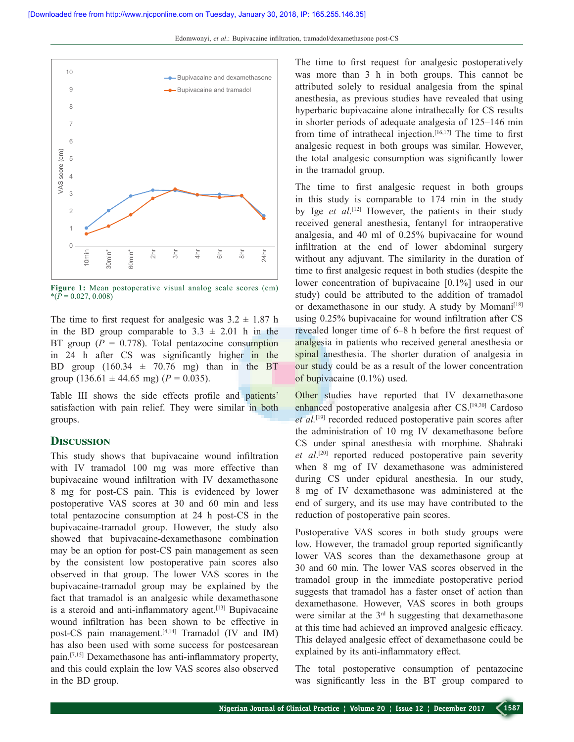Figure 1: Mean postoperative visual analog scale scores (cm) *($P$ = 0.027, 0.008)

The time to first request for analgesic was 3.2 ± 1.87 h in the BD group comparable to 3.3 ± 2.01 h in the BT group ($P$ = 0.778). Total pentazocine consumption in 24 h after CS was significantly higher in the BD group (160.34 ± 70.76 mg) than in the BT group (136.61 ± 44.65 mg) ($P$ = 0.035).

Table III shows the side effects profile and patients' satisfaction with pain relief. They were similar in both groups.

## Discussion

This study shows that bupivacaine wound infiltration with IV tramadol 100 mg was more effective than bupivacaine wound infiltration with IV dexamethasone 8 mg for post-CS pain. This is evidenced by lower postoperative VAS scores at 30 and 60 min and less total pentazocine consumption at 24 h post-CS in the bupivacaine-tramadol group. However, the study also showed that bupivacaine-dexamethasone combination may be an option for post-CS pain management as seen by the consistent low postoperative pain scores also observed in that group. The lower VAS scores in the bupivacaine-tramadol group may be explained by the fact that tramadol is an analgesic while dexamethasone is a steroid and anti-inflammatory agent.[13] Bupivacaine wound infiltration has been shown to be effective in post-CS pain management.[4,14] Tramadol (IV and IM) has also been used with some success for postcesarean pain.[7,15] Dexamethasone has anti-inflammatory property, and this could explain the low VAS scores also observed in the BD group.

The time to first request for analgesic postoperatively was more than 3 h in both groups. This cannot be attributed solely to residual analgesia from the spinal anesthesia, as previous studies have revealed that using hyperbaric bupivacaine alone intrathecally for CS results in shorter periods of adequate analgesia of 125–146 min from time of intrathecal injection.[16,17] The time to first analgesic request in both groups was similar. However, the total analgesic consumption was significantly lower in the tramadol group.

The time to first analgesic request in both groups in this study is comparable to 174 min in the study by Ige *et al*.[12] However, the patients in their study received general anesthesia, fentanyl for intraoperative analgesia, and 40 ml of 0.25% bupivacaine for wound infiltration at the end of lower abdominal surgery without any adjuvant. The similarity in the duration of time to first analgesic request in both studies (despite the lower concentration of bupivacaine [0.1%] used in our study) could be attributed to the addition of tramadol or dexamethasone in our study. A study by Momani[18] using 0.25% bupivacaine for wound infiltration after CS revealed longer time of 6–8 h before the first request of analgesia in patients who received general anesthesia or spinal anesthesia. The shorter duration of analgesia in our study could be as a result of the lower concentration of bupivacaine (0.1%) used.

Other studies have reported that IV dexamethasone enhanced postoperative analgesia after CS.[19,20] Cardoso *et al*.[19] recorded reduced postoperative pain scores after the administration of 10 mg IV dexamethasone before CS under spinal anesthesia with morphine. Shahraki *et al*.[20] reported reduced postoperative pain severity when 8 mg of IV dexamethasone was administered during CS under epidural anesthesia. In our study, 8 mg of IV dexamethasone was administered at the end of surgery, and its use may have contributed to the reduction of postoperative pain scores.

Postoperative VAS scores in both study groups were low. However, the tramadol group reported significantly lower VAS scores than the dexamethasone group at 30 and 60 min. The lower VAS scores observed in the tramadol group in the immediate postoperative period suggests that tramadol has a faster onset of action than dexamethasone. However, VAS scores in both groups were similar at the 3rd h suggesting that dexamethasone at this time had achieved an improved analgesic efficacy. This delayed analgesic effect of dexamethasone could be explained by its anti-inflammatory effect.

The total postoperative consumption of pentazocine was significantly less in the BT group compared to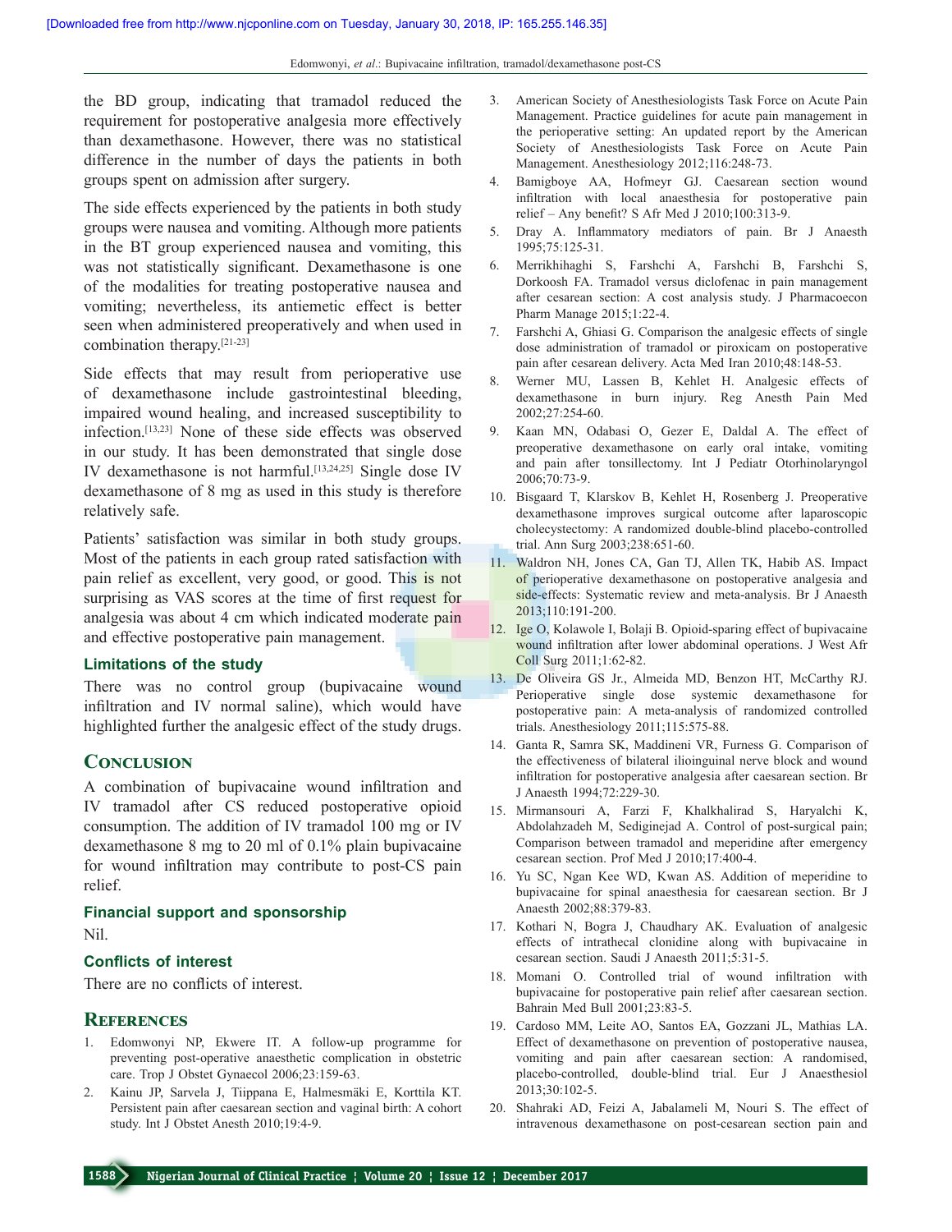the BD group, indicating that tramadol reduced the requirement for postoperative analgesia more effectively than dexamethasone. However, there was no statistical difference in the number of days the patients in both groups spent on admission after surgery.

The side effects experienced by the patients in both study groups were nausea and vomiting. Although more patients in the BT group experienced nausea and vomiting, this was not statistically significant. Dexamethasone is one of the modalities for treating postoperative nausea and vomiting; nevertheless, its antiemetic effect is better seen when administered preoperatively and when used in combination therapy.[21-23]

Side effects that may result from perioperative use of dexamethasone include gastrointestinal bleeding, impaired wound healing, and increased susceptibility to infection.[13,23] None of these side effects was observed in our study. It has been demonstrated that single dose IV dexamethasone is not harmful.[13,24,25] Single dose IV dexamethasone of 8 mg as used in this study is therefore relatively safe.

Patients' satisfaction was similar in both study groups. Most of the patients in each group rated satisfaction with pain relief as excellent, very good, or good. This is not surprising as VAS scores at the time of first request for analgesia was about 4 cm which indicated moderate pain and effective postoperative pain management.

### Limitations of the study

There was no control group (bupivacaine wound infiltration and IV normal saline), which would have highlighted further the analgesic effect of the study drugs.

## Conclusion

A combination of bupivacaine wound infiltration and IV tramadol after CS reduced postoperative opioid consumption. The addition of IV tramadol 100 mg or IV dexamethasone 8 mg to 20 ml of 0.1% plain bupivacaine for wound infiltration may contribute to post-CS pain relief.

### Financial support and sponsorship

Nil.

### Conflicts of interest

There are no conflicts of interest.

## References

1. Edomwonyi NP, Ekwere IT. A follow-up programme for preventing post-operative anaesthetic complication in obstetric care. Trop J Obstet Gynaecol 2006;23:159-63.
2. Kainu JP, Sarvela J, Tiippana E, Halmesmäki E, Korttila KT. Persistent pain after caesarean section and vaginal birth: A cohort study. Int J Obstet Anesth 2010;19:4-9.
3. American Society of Anesthesiologists Task Force on Acute Pain Management. Practice guidelines for acute pain management in the perioperative setting: An updated report by the American Society of Anesthesiologists Task Force on Acute Pain Management. Anesthesiology 2012;116:248-73.
4. Bamigboye AA, Hofmeyr GJ. Caesarean section wound infiltration with local anaesthesia for postoperative pain relief – Any benefit? S Afr Med J 2010;100:313-9.
5. Dray A. Inflammatory mediators of pain. Br J Anaesth 1995;75:125-31.
6. Merrikhihaghi S, Farshchi A, Farshchi B, Farshchi S, Dorkoosh FA. Tramadol versus diclofenac in pain management after cesarean section: A cost analysis study. J Pharmacoecon Pharm Manage 2015;1:22-4.
7. Farshchi A, Ghiasi G. Comparison the analgesic effects of single dose administration of tramadol or piroxicam on postoperative pain after cesarean delivery. Acta Med Iran 2010;48:148-53.
8. Werner MU, Lassen B, Kehlet H. Analgesic effects of dexamethasone in burn injury. Reg Anesth Pain Med 2002;27:254-60.
9. Kaan MN, Odabasi O, Gezer E, Daldal A. The effect of preoperative dexamethasone on early oral intake, vomiting and pain after tonsillectomy. Int J Pediatr Otorhinolaryngol 2006;70:73-9.
10. Bisgaard T, Klarskov B, Kehlet H, Rosenberg J. Preoperative dexamethasone improves surgical outcome after laparoscopic cholecystectomy: A randomized double-blind placebo-controlled trial. Ann Surg 2003;238:651-60.
11. Waldron NH, Jones CA, Gan TJ, Allen TK, Habib AS. Impact of perioperative dexamethasone on postoperative analgesia and side-effects: Systematic review and meta-analysis. Br J Anaesth 2013;110:191-200.
12. Ige O, Kolawole I, Bolaji B. Opioid-sparing effect of bupivacaine wound infiltration after lower abdominal operations. J West Afr Coll Surg 2011;1:62-82.
13. De Oliveira GS Jr., Almeida MD, Benzon HT, McCarthy RJ. Perioperative single dose systemic dexamethasone for postoperative pain: A meta-analysis of randomized controlled trials. Anesthesiology 2011;115:575-88.
14. Ganta R, Samra SK, Maddineni VR, Furness G. Comparison of the effectiveness of bilateral ilioinguinal nerve block and wound infiltration for postoperative analgesia after caesarean section. Br J Anaesth 1994;72:229-30.
15. Mirmansouri A, Farzi F, Khalkhalirad S, Haryalchi K, Abdolahzadeh M, Sediginejad A. Control of post-surgical pain; Comparison between tramadol and meperidine after emergency cesarean section. Prof Med J 2010;17:400-4.
16. Yu SC, Ngan Kee WD, Kwan AS. Addition of meperidine to bupivacaine for spinal anaesthesia for caesarean section. Br J Anaesth 2002;88:379-83.
17. Kothari N, Bogra J, Chaudhary AK. Evaluation of analgesic effects of intrathecal clonidine along with bupivacaine in cesarean section. Saudi J Anaesth 2011;5:31-5.
18. Momani O. Controlled trial of wound infiltration with bupivacaine for postoperative pain relief after caesarean section. Bahrain Med Bull 2001;23:83-5.
19. Cardoso MM, Leite AO, Santos EA, Gozzani JL, Mathias LA. Effect of dexamethasone on prevention of postoperative nausea, vomiting and pain after caesarean section: A randomised, placebo-controlled, double-blind trial. Eur J Anaesthesiol 2013;30:102-5.
20. Shahraki AD, Feizi A, Jabalameli M, Nouri S. The effect of intravenous dexamethasone on post-cesarean section pain and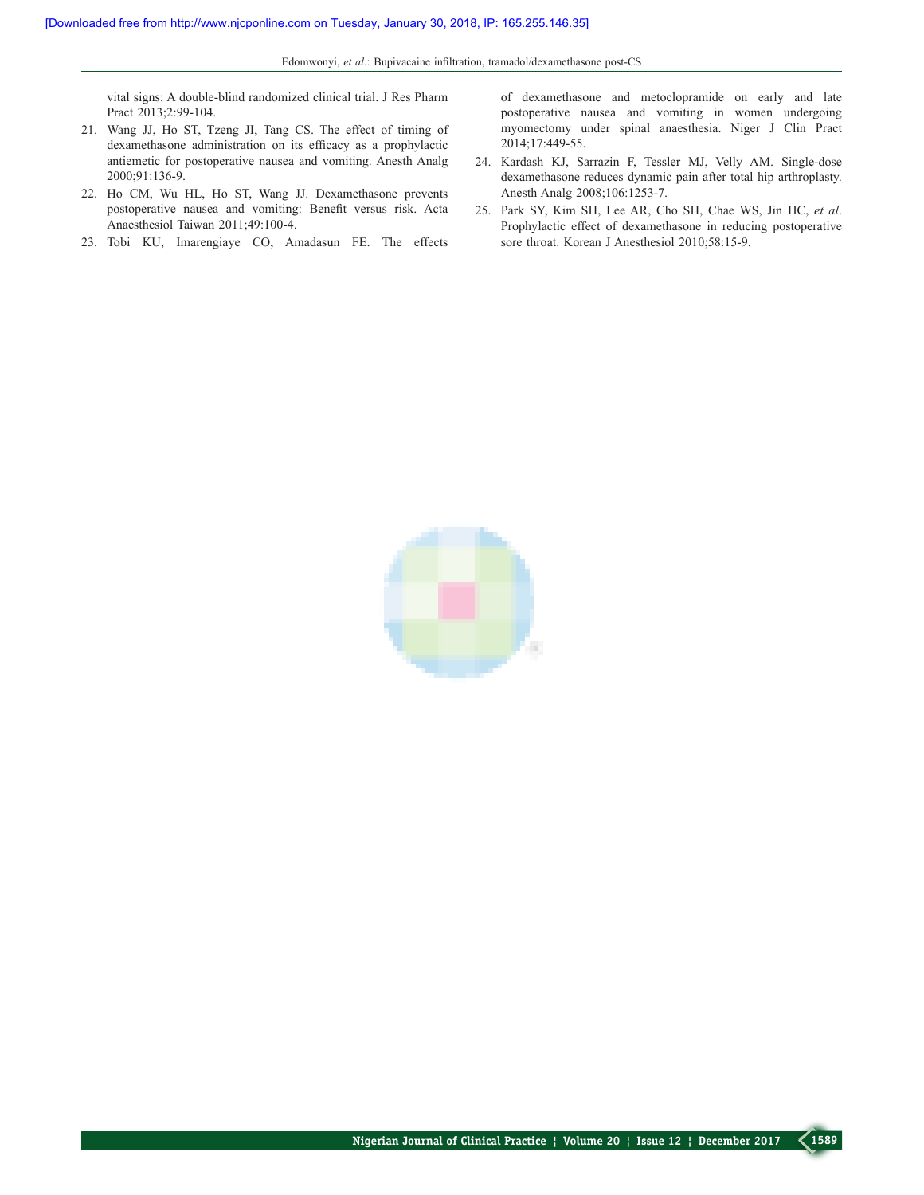vital signs: A double-blind randomized clinical trial. J Res Pharm Pract 2013;2:99-104.

21. Wang JJ, Ho ST, Tzeng JI, Tang CS. The effect of timing of dexamethasone administration on its efficacy as a prophylactic antiemetic for postoperative nausea and vomiting. Anesth Analg 2000;91:136-9.
22. Ho CM, Wu HL, Ho ST, Wang JJ. Dexamethasone prevents postoperative nausea and vomiting: Benefit versus risk. Acta Anaesthesiol Taiwan 2011;49:100-4.
23. Tobi KU, Imarengiaye CO, Amadasun FE. The effects of dexamethasone and metoclopramide on early and late postoperative nausea and vomiting in women undergoing myomectomy under spinal anaesthesia. Niger J Clin Pract 2014;17:449-55.
24. Kardash KJ, Sarrazin F, Tessler MJ, Velly AM. Single-dose dexamethasone reduces dynamic pain after total hip arthroplasty. Anesth Analg 2008;106:1253-7.
25. Park SY, Kim SH, Lee AR, Cho SH, Chae WS, Jin HC, *et al*. Prophylactic effect of dexamethasone in reducing postoperative sore throat. Korean J Anesthesiol 2010;58:15-9.